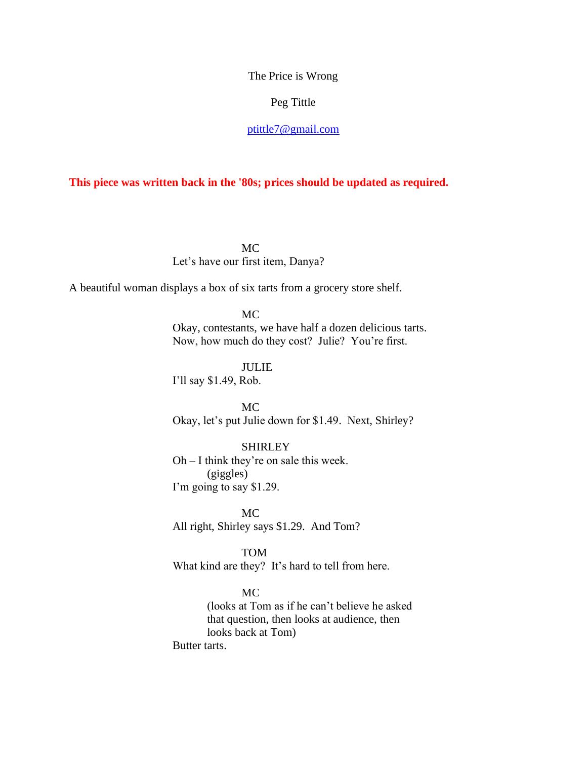# The Price is Wrong

Peg Tittle

ptittle7@gmail.com

**This piece was written back in the '80s; prices should be updated as required.**

MC
Let's have our first item, Danya?

A beautiful woman displays a box of six tarts from a grocery store shelf.

MC
Okay, contestants, we have half a dozen delicious tarts. Now, how much do they cost? Julie? You're first.

JULIE
I'll say $1.49, Rob.

MC
Okay, let's put Julie down for $1.49. Next, Shirley?

SHIRLEY
Oh – I think they're on sale this week.
(giggles)
I'm going to say $1.29.

MC
All right, Shirley says $1.29. And Tom?

TOM
What kind are they? It's hard to tell from here.

MC
(looks at Tom as if he can't believe he asked that question, then looks at audience, then looks back at Tom)
Butter tarts.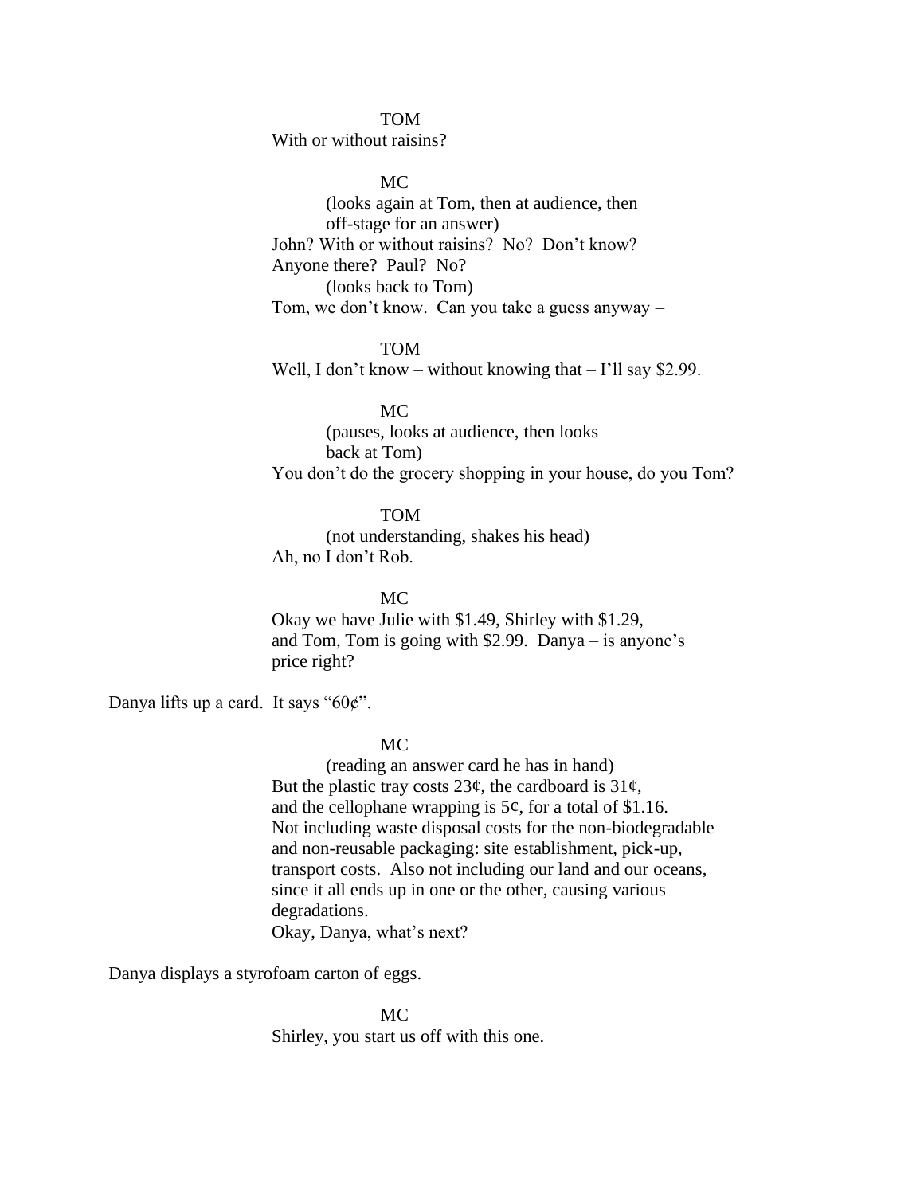TOM

With or without raisins?

MC

(looks again at Tom, then at audience, then off-stage for an answer)

John? With or without raisins? No? Don't know? Anyone there? Paul? No?

(looks back to Tom)

Tom, we don't know. Can you take a guess anyway –

TOM

Well, I don't know – without knowing that – I'll say $2.99.

MC

(pauses, looks at audience, then looks back at Tom)

You don't do the grocery shopping in your house, do you Tom?

TOM

(not understanding, shakes his head)

Ah, no I don't Rob.

MC

Okay we have Julie with $1.49, Shirley with $1.29, and Tom, Tom is going with $2.99. Danya – is anyone's price right?

Danya lifts up a card. It says "60¢".

MC

(reading an answer card he has in hand)

But the plastic tray costs 23¢, the cardboard is 31¢, and the cellophane wrapping is 5¢, for a total of $1.16. Not including waste disposal costs for the non-biodegradable and non-reusable packaging: site establishment, pick-up, transport costs. Also not including our land and our oceans, since it all ends up in one or the other, causing various degradations.

Okay, Danya, what's next?

Danya displays a styrofoam carton of eggs.

MC

Shirley, you start us off with this one.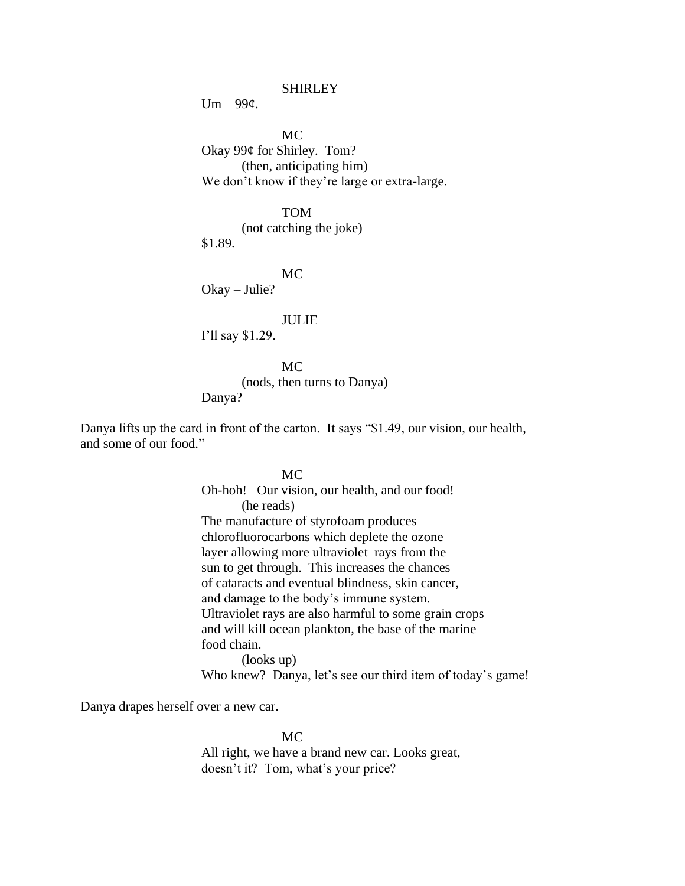SHIRLEY

Um – 99¢.

MC

Okay 99¢ for Shirley. Tom?

(then, anticipating him)

We don't know if they're large or extra-large.

TOM

(not catching the joke)

$1.89.

MC

Okay – Julie?

JULIE

I'll say $1.29.

MC

(nods, then turns to Danya)

Danya?

Danya lifts up the card in front of the carton. It says "$1.49, our vision, our health, and some of our food."

MC

Oh-hoh! Our vision, our health, and our food!

(he reads)

The manufacture of styrofoam produces chlorofluorocarbons which deplete the ozone layer allowing more ultraviolet rays from the sun to get through. This increases the chances of cataracts and eventual blindness, skin cancer, and damage to the body's immune system. Ultraviolet rays are also harmful to some grain crops and will kill ocean plankton, the base of the marine food chain.

(looks up)

Who knew? Danya, let's see our third item of today's game!

Danya drapes herself over a new car.

MC

All right, we have a brand new car. Looks great, doesn't it? Tom, what's your price?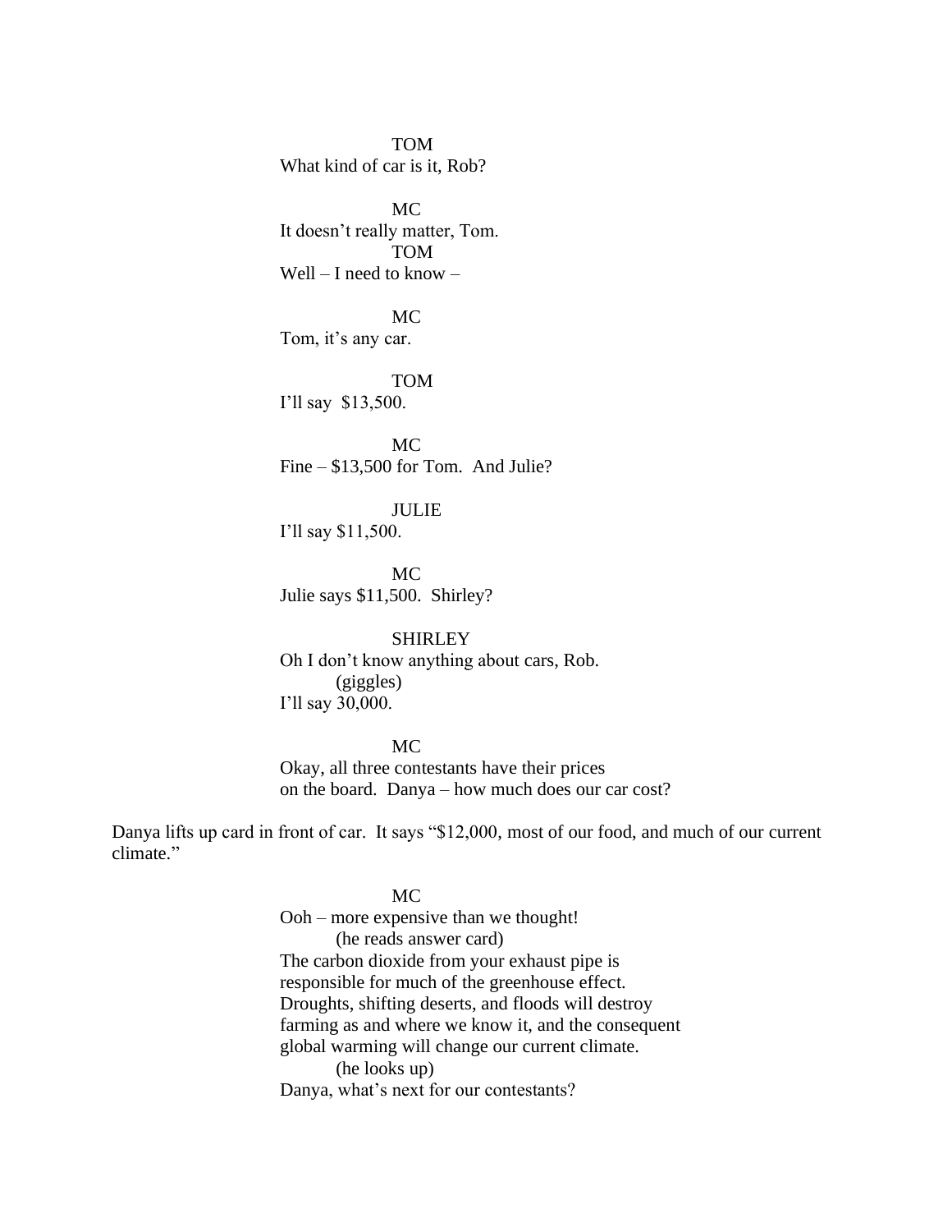TOM
What kind of car is it, Rob?

MC
It doesn't really matter, Tom.

TOM
Well – I need to know –

MC
Tom, it's any car.

TOM
I'll say $13,500.

MC
Fine – $13,500 for Tom. And Julie?

JULIE
I'll say $11,500.

MC
Julie says $11,500. Shirley?

SHIRLEY
Oh I don't know anything about cars, Rob.
(giggles)
I'll say 30,000.

MC
Okay, all three contestants have their prices
on the board. Danya – how much does our car cost?

Danya lifts up card in front of car. It says "$12,000, most of our food, and much of our current climate."

MC
Ooh – more expensive than we thought!
(he reads answer card)
The carbon dioxide from your exhaust pipe is
responsible for much of the greenhouse effect.
Droughts, shifting deserts, and floods will destroy
farming as and where we know it, and the consequent
global warming will change our current climate.
(he looks up)
Danya, what's next for our contestants?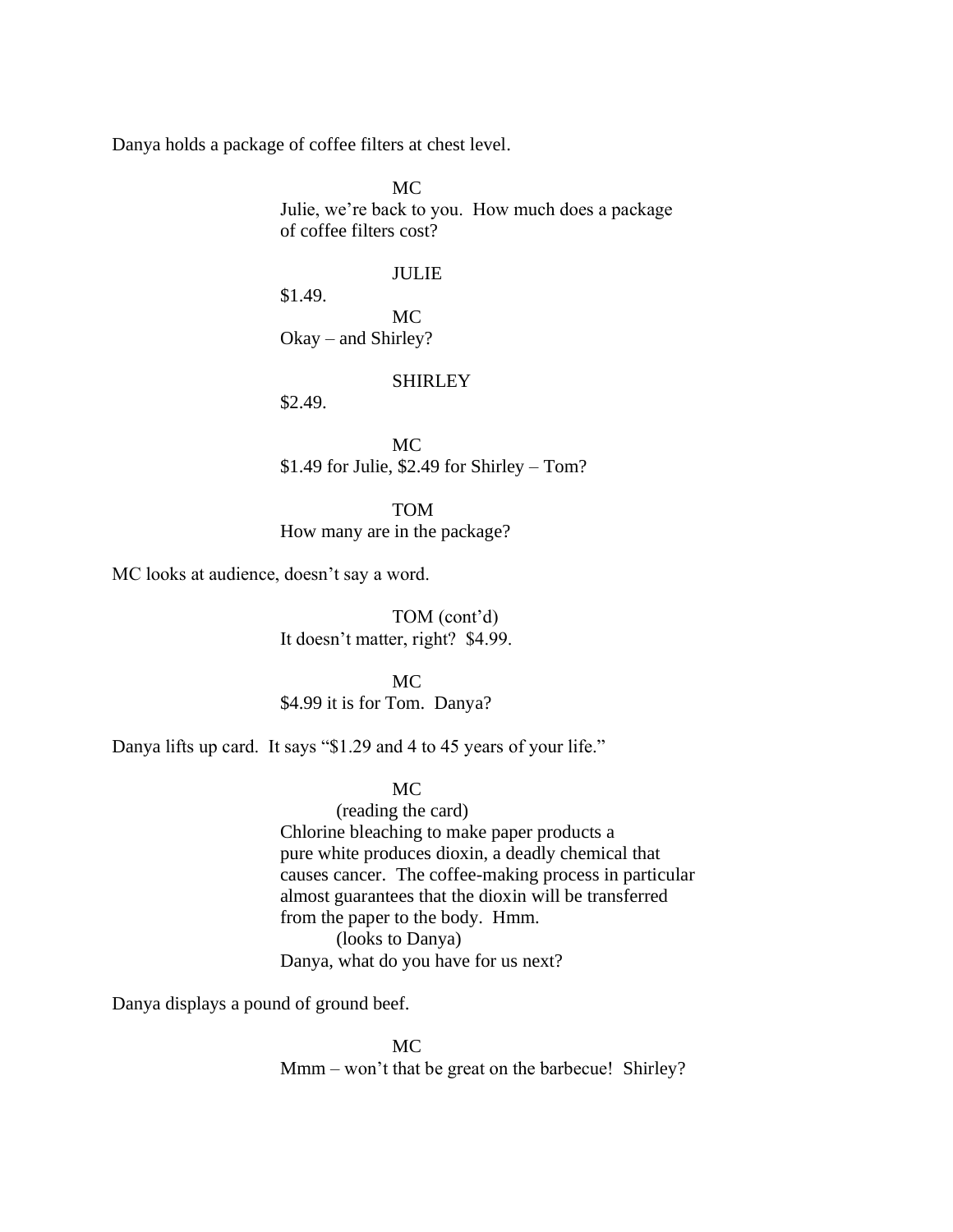Danya holds a package of coffee filters at chest level.

MC
Julie, we're back to you. How much does a package of coffee filters cost?

JULIE
$1.49.

MC
Okay – and Shirley?

SHIRLEY
$2.49.

MC
$1.49 for Julie, $2.49 for Shirley – Tom?

TOM
How many are in the package?

MC looks at audience, doesn't say a word.

TOM (cont'd)
It doesn't matter, right? $4.99.

MC
$4.99 it is for Tom. Danya?

Danya lifts up card. It says "$1.29 and 4 to 45 years of your life."

MC
(reading the card)
Chlorine bleaching to make paper products a pure white produces dioxin, a deadly chemical that causes cancer. The coffee-making process in particular almost guarantees that the dioxin will be transferred from the paper to the body. Hmm.
(looks to Danya)
Danya, what do you have for us next?

Danya displays a pound of ground beef.

MC
Mmm – won't that be great on the barbecue! Shirley?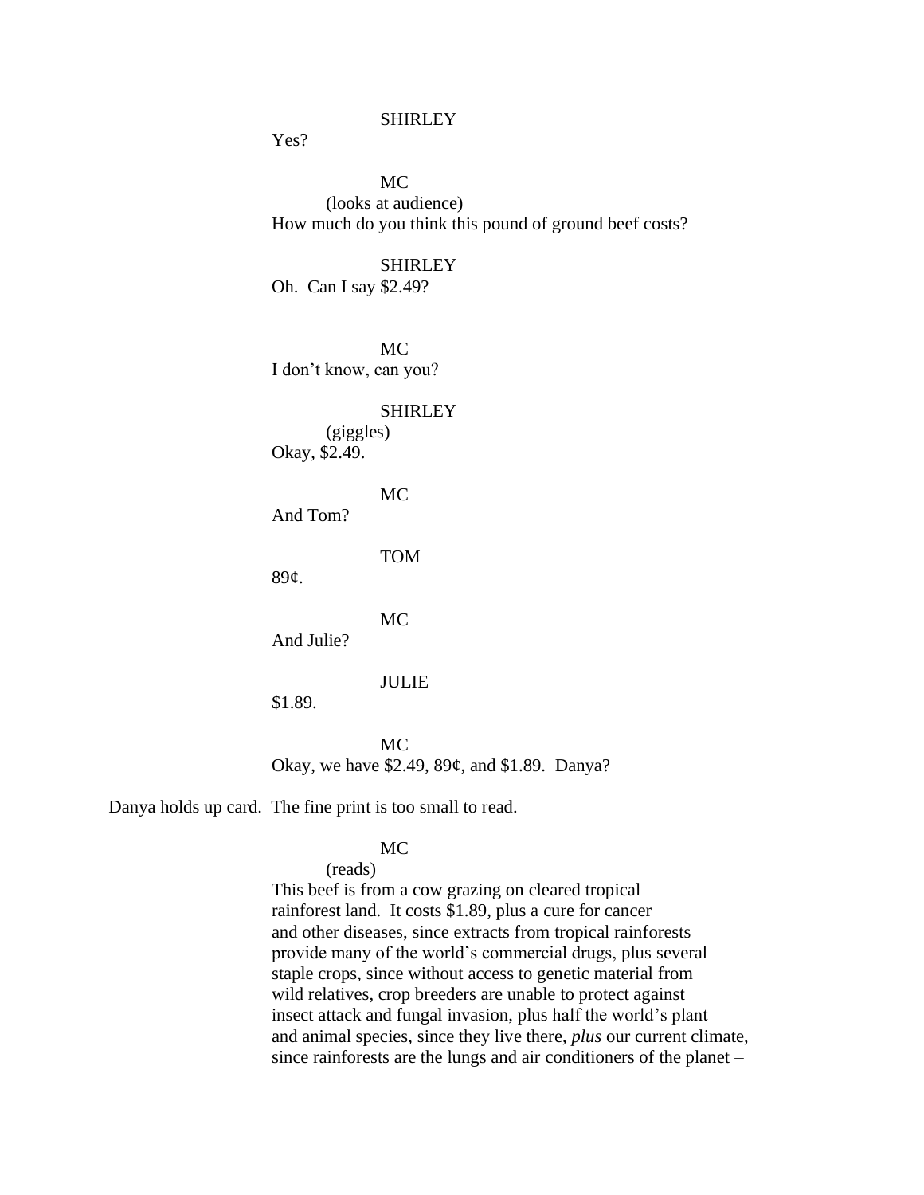SHIRLEY

Yes?

MC

(looks at audience)

How much do you think this pound of ground beef costs?

SHIRLEY

Oh. Can I say $2.49?

MC

I don't know, can you?

SHIRLEY

(giggles)

Okay, $2.49.

MC

And Tom?

TOM

89¢.

MC

And Julie?

JULIE

$1.89.

MC

Okay, we have $2.49, 89¢, and $1.89. Danya?

Danya holds up card. The fine print is too small to read.

MC

(reads)

This beef is from a cow grazing on cleared tropical rainforest land. It costs $1.89, plus a cure for cancer and other diseases, since extracts from tropical rainforests provide many of the world's commercial drugs, plus several staple crops, since without access to genetic material from wild relatives, crop breeders are unable to protect against insect attack and fungal invasion, plus half the world's plant and animal species, since they live there, *plus* our current climate, since rainforests are the lungs and air conditioners of the planet –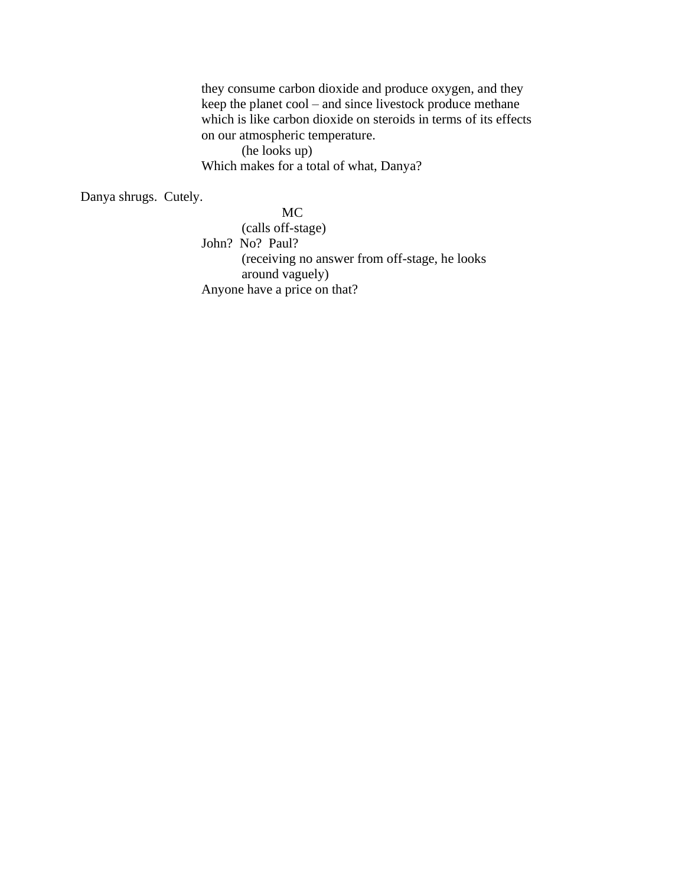they consume carbon dioxide and produce oxygen, and they keep the planet cool – and since livestock produce methane which is like carbon dioxide on steroids in terms of its effects on our atmospheric temperature.

(he looks up)

Which makes for a total of what, Danya?

Danya shrugs. Cutely.

MC

(calls off-stage)

John? No? Paul?

(receiving no answer from off-stage, he looks around vaguely)

Anyone have a price on that?